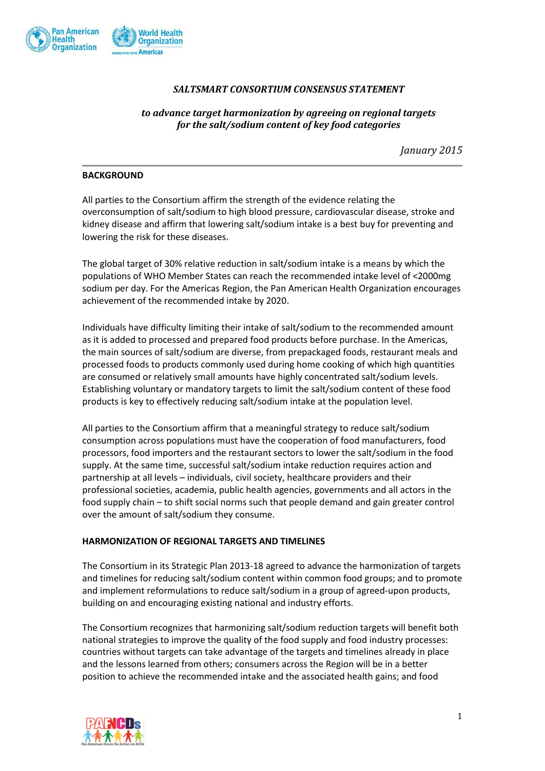# *SALTSMART CONSORTIUM CONSENSUS STATEMENT*

## *to advance target harmonization by agreeing on regional targets for the salt/sodium content of key food categories*

*January 2015*

---

**BACKGROUND**

All parties to the Consortium affirm the strength of the evidence relating the overconsumption of salt/sodium to high blood pressure, cardiovascular disease, stroke and kidney disease and affirm that lowering salt/sodium intake is a best buy for preventing and lowering the risk for these diseases.

The global target of 30% relative reduction in salt/sodium intake is a means by which the populations of WHO Member States can reach the recommended intake level of <2000mg sodium per day. For the Americas Region, the Pan American Health Organization encourages achievement of the recommended intake by 2020.

Individuals have difficulty limiting their intake of salt/sodium to the recommended amount as it is added to processed and prepared food products before purchase. In the Americas, the main sources of salt/sodium are diverse, from prepackaged foods, restaurant meals and processed foods to products commonly used during home cooking of which high quantities are consumed or relatively small amounts have highly concentrated salt/sodium levels. Establishing voluntary or mandatory targets to limit the salt/sodium content of these food products is key to effectively reducing salt/sodium intake at the population level.

All parties to the Consortium affirm that a meaningful strategy to reduce salt/sodium consumption across populations must have the cooperation of food manufacturers, food processors, food importers and the restaurant sectors to lower the salt/sodium in the food supply. At the same time, successful salt/sodium intake reduction requires action and partnership at all levels – individuals, civil society, healthcare providers and their professional societies, academia, public health agencies, governments and all actors in the food supply chain – to shift social norms such that people demand and gain greater control over the amount of salt/sodium they consume.

**HARMONIZATION OF REGIONAL TARGETS AND TIMELINES**

The Consortium in its Strategic Plan 2013-18 agreed to advance the harmonization of targets and timelines for reducing salt/sodium content within common food groups; and to promote and implement reformulations to reduce salt/sodium in a group of agreed-upon products, building on and encouraging existing national and industry efforts.

The Consortium recognizes that harmonizing salt/sodium reduction targets will benefit both national strategies to improve the quality of the food supply and food industry processes: countries without targets can take advantage of the targets and timelines already in place and the lessons learned from others; consumers across the Region will be in a better position to achieve the recommended intake and the associated health gains; and food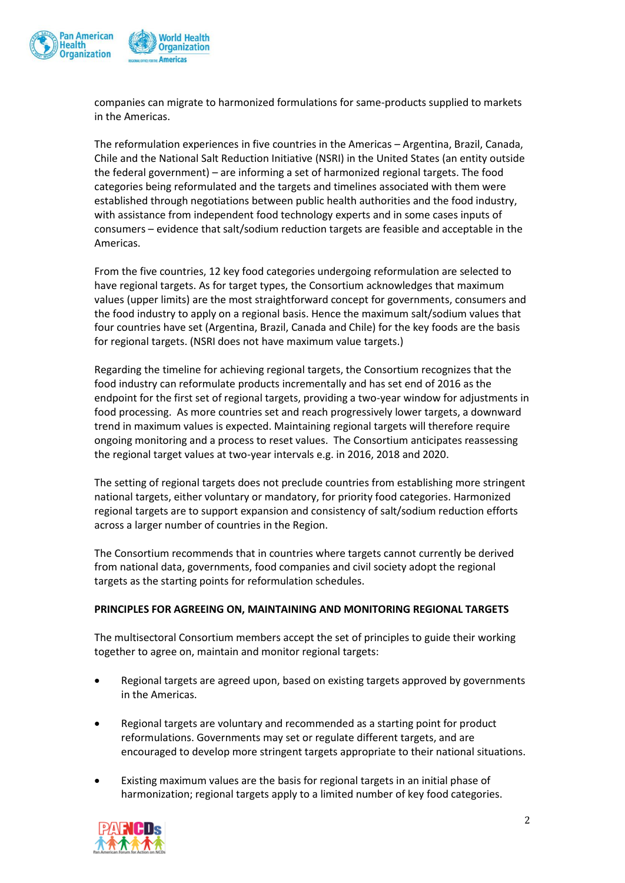companies can migrate to harmonized formulations for same-products supplied to markets in the Americas.

The reformulation experiences in five countries in the Americas – Argentina, Brazil, Canada, Chile and the National Salt Reduction Initiative (NSRI) in the United States (an entity outside the federal government) – are informing a set of harmonized regional targets. The food categories being reformulated and the targets and timelines associated with them were established through negotiations between public health authorities and the food industry, with assistance from independent food technology experts and in some cases inputs of consumers – evidence that salt/sodium reduction targets are feasible and acceptable in the Americas.

From the five countries, 12 key food categories undergoing reformulation are selected to have regional targets. As for target types, the Consortium acknowledges that maximum values (upper limits) are the most straightforward concept for governments, consumers and the food industry to apply on a regional basis. Hence the maximum salt/sodium values that four countries have set (Argentina, Brazil, Canada and Chile) for the key foods are the basis for regional targets. (NSRI does not have maximum value targets.)

Regarding the timeline for achieving regional targets, the Consortium recognizes that the food industry can reformulate products incrementally and has set end of 2016 as the endpoint for the first set of regional targets, providing a two-year window for adjustments in food processing. As more countries set and reach progressively lower targets, a downward trend in maximum values is expected. Maintaining regional targets will therefore require ongoing monitoring and a process to reset values. The Consortium anticipates reassessing the regional target values at two-year intervals e.g. in 2016, 2018 and 2020.

The setting of regional targets does not preclude countries from establishing more stringent national targets, either voluntary or mandatory, for priority food categories. Harmonized regional targets are to support expansion and consistency of salt/sodium reduction efforts across a larger number of countries in the Region.

The Consortium recommends that in countries where targets cannot currently be derived from national data, governments, food companies and civil society adopt the regional targets as the starting points for reformulation schedules.

**PRINCIPLES FOR AGREEING ON, MAINTAINING AND MONITORING REGIONAL TARGETS**

The multisectoral Consortium members accept the set of principles to guide their working together to agree on, maintain and monitor regional targets:

- Regional targets are agreed upon, based on existing targets approved by governments in the Americas.
- Regional targets are voluntary and recommended as a starting point for product reformulations. Governments may set or regulate different targets, and are encouraged to develop more stringent targets appropriate to their national situations.
- Existing maximum values are the basis for regional targets in an initial phase of harmonization; regional targets apply to a limited number of key food categories.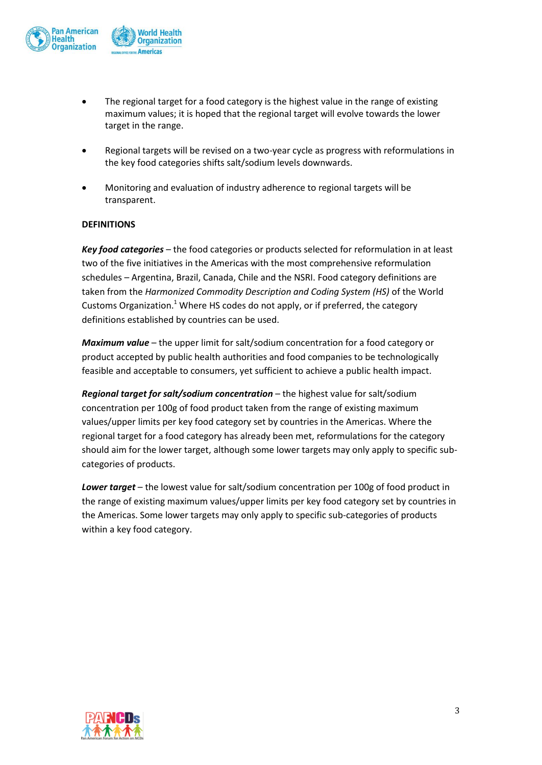- The regional target for a food category is the highest value in the range of existing maximum values; it is hoped that the regional target will evolve towards the lower target in the range.

- Regional targets will be revised on a two-year cycle as progress with reformulations in the key food categories shifts salt/sodium levels downwards.

- Monitoring and evaluation of industry adherence to regional targets will be transparent.

**DEFINITIONS**

***Key food categories*** – the food categories or products selected for reformulation in at least two of the five initiatives in the Americas with the most comprehensive reformulation schedules – Argentina, Brazil, Canada, Chile and the NSRI. Food category definitions are taken from the *Harmonized Commodity Description and Coding System (HS)* of the World Customs Organization.[1] Where HS codes do not apply, or if preferred, the category definitions established by countries can be used.

***Maximum value*** – the upper limit for salt/sodium concentration for a food category or product accepted by public health authorities and food companies to be technologically feasible and acceptable to consumers, yet sufficient to achieve a public health impact.

***Regional target for salt/sodium concentration*** – the highest value for salt/sodium concentration per 100g of food product taken from the range of existing maximum values/upper limits per key food category set by countries in the Americas. Where the regional target for a food category has already been met, reformulations for the category should aim for the lower target, although some lower targets may only apply to specific sub-categories of products.

***Lower target*** – the lowest value for salt/sodium concentration per 100g of food product in the range of existing maximum values/upper limits per key food category set by countries in the Americas. Some lower targets may only apply to specific sub-categories of products within a key food category.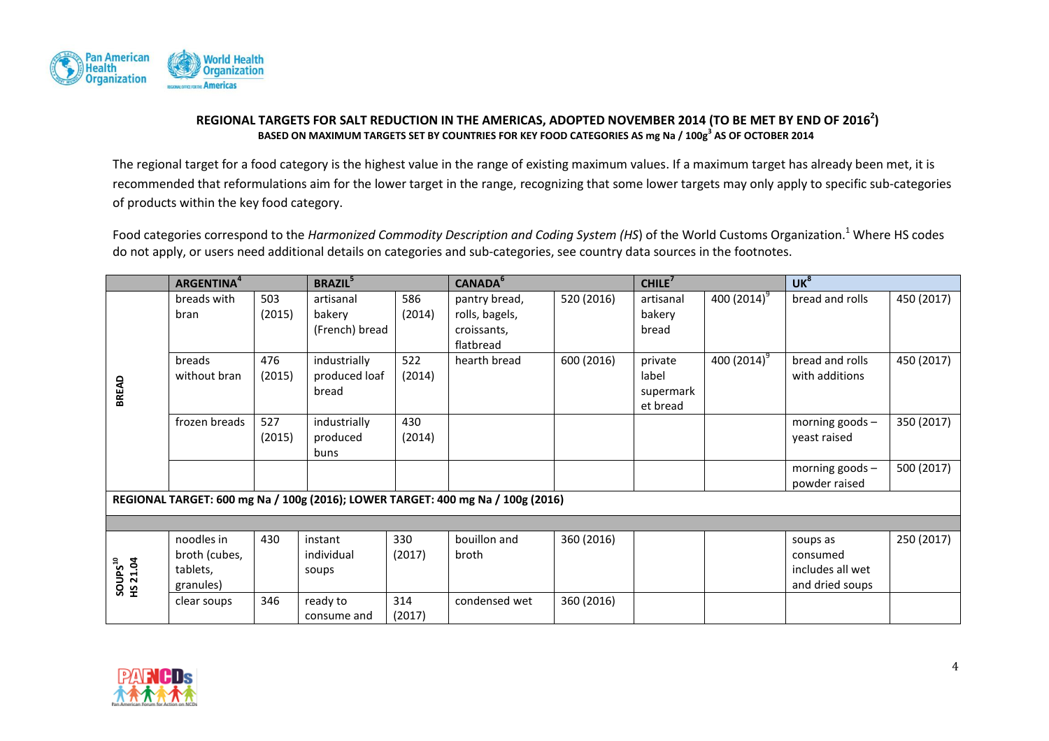**REGIONAL TARGETS FOR SALT REDUCTION IN THE AMERICAS, ADOPTED NOVEMBER 2014 (TO BE MET BY END OF 2016[2])**
**BASED ON MAXIMUM TARGETS SET BY COUNTRIES FOR KEY FOOD CATEGORIES AS mg Na / 100g[3] AS OF OCTOBER 2014**

The regional target for a food category is the highest value in the range of existing maximum values. If a maximum target has already been met, it is recommended that reformulations aim for the lower target in the range, recognizing that some lower targets may only apply to specific sub-categories of products within the key food category.

Food categories correspond to the *Harmonized Commodity Description and Coding System (HS*) of the World Customs Organization.[1] Where HS codes do not apply, or users need additional details on categories and sub-categories, see country data sources in the footnotes.

| | ARGENTINA[4] | | BRAZIL[5] | | CANADA[6] | | CHILE[7] | | UK[8] | |
|---|---|---|---|---|---|---|---|---|---|---|
| BREAD | breads with bran | 503 (2015) | artisanal bakery (French) bread | 586 (2014) | pantry bread, rolls, bagels, croissants, flatbread | 520 (2016) | artisanal bakery bread | 400 (2014)[9] | bread and rolls | 450 (2017) |
| | breads without bran | 476 (2015) | industrially produced loaf bread | 522 (2014) | hearth bread | 600 (2016) | private label supermarket bread | 400 (2014)[9] | bread and rolls with additions | 450 (2017) |
| | frozen breads | 527 (2015) | industrially produced buns | 430 (2014) | | | | | morning goods – yeast raised | 350 (2017) |
| | | | | | | | | | morning goods – powder raised | 500 (2017) |
| **REGIONAL TARGET: 600 mg Na / 100g (2016); LOWER TARGET: 400 mg Na / 100g (2016)** | | | | | | | | | | |
| | | | | | | | | | | |
| SOUPS[10] HS 21.04 | noodles in broth (cubes, tablets, granules) | 430 | instant individual soups | 330 (2017) | bouillon and broth | 360 (2016) | | | soups as consumed includes all wet and dried soups | 250 (2017) |
| | clear soups | 346 | ready to consume and | 314 (2017) | condensed wet | 360 (2016) | | | | |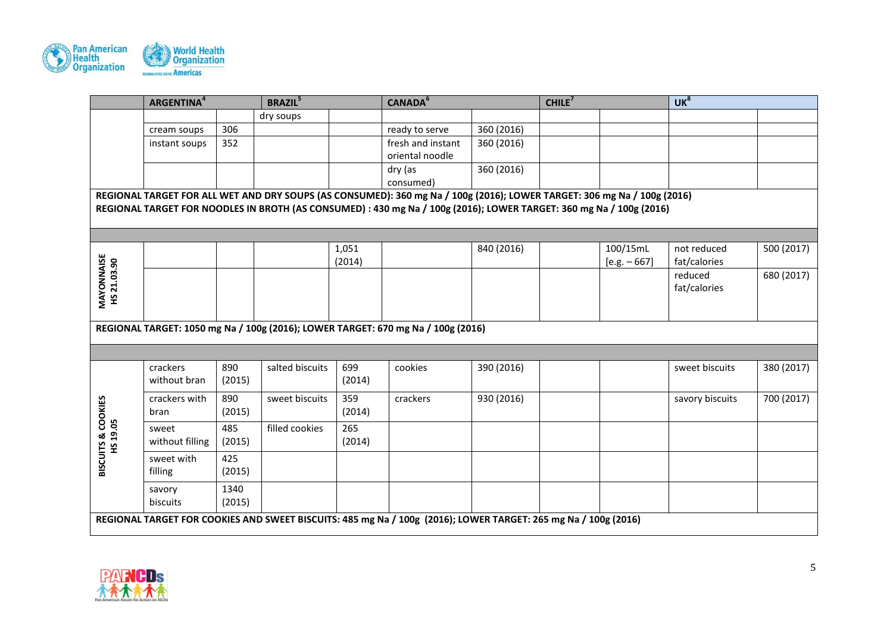| | ARGENTINA[4] | | BRAZIL[5] | | CANADA[6] | | CHILE[7] | | UK[8] | |
|---|---|---|---|---|---|---|---|---|---|---|
| | | | dry soups | | | | | | | |
| | cream soups | 306 | | | ready to serve | 360 (2016) | | | | |
| | instant soups | 352 | | | fresh and instant oriental noodle | 360 (2016) | | | | |
| | | | | | dry (as consumed) | 360 (2016) | | | | |
| **REGIONAL TARGET FOR ALL WET AND DRY SOUPS (AS CONSUMED): 360 mg Na / 100g (2016); LOWER TARGET: 306 mg Na / 100g (2016)** | | | | | | | | | | |
| **REGIONAL TARGET FOR NOODLES IN BROTH (AS CONSUMED) : 430 mg Na / 100g (2016); LOWER TARGET: 360 mg Na / 100g (2016)** | | | | | | | | | | |
| | | | | | | | | | | |
| **MAYONNAISE HS 21.03.90** | | | | 1,051 (2014) | | 840 (2016) | | 100/15mL [e.g. – 667] | not reduced fat/calories | 500 (2017) |
| | | | | | | | | | reduced fat/calories | 680 (2017) |
| **REGIONAL TARGET: 1050 mg Na / 100g (2016); LOWER TARGET: 670 mg Na / 100g (2016)** | | | | | | | | | | |
| | | | | | | | | | | |
| **BISCUITS & COOKIES HS 19.05** | crackers without bran | 890 (2015) | salted biscuits | 699 (2014) | cookies | 390 (2016) | | | sweet biscuits | 380 (2017) |
| | crackers with bran | 890 (2015) | sweet biscuits | 359 (2014) | crackers | 930 (2016) | | | savory biscuits | 700 (2017) |
| | sweet without filling | 485 (2015) | filled cookies | 265 (2014) | | | | | | |
| | sweet with filling | 425 (2015) | | | | | | | | |
| | savory biscuits | 1340 (2015) | | | | | | | | |
| **REGIONAL TARGET FOR COOKIES AND SWEET BISCUITS: 485 mg Na / 100g (2016); LOWER TARGET: 265 mg Na / 100g (2016)** | | | | | | | | | | |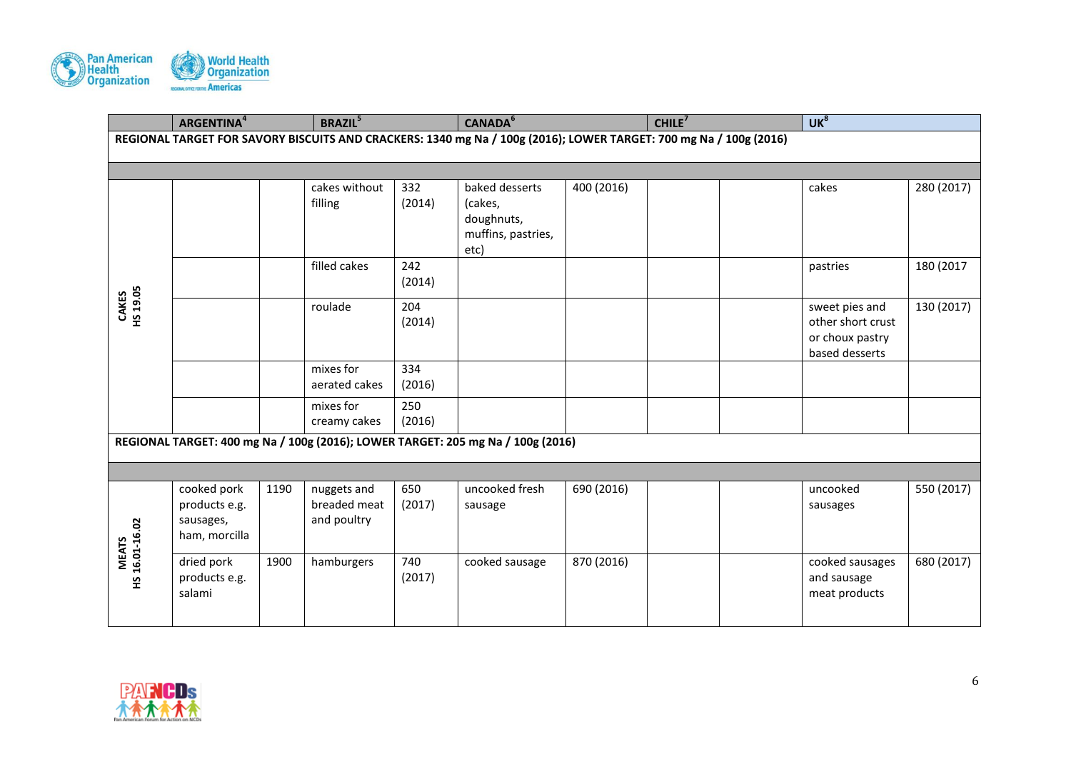| | ARGENTINA[4] | | BRAZIL[5] | | CANADA[6] | | CHILE[7] | | UK[8] | |
|---|---|---|---|---|---|---|---|---|---|---|
| **REGIONAL TARGET FOR SAVORY BISCUITS AND CRACKERS: 1340 mg Na / 100g (2016); LOWER TARGET: 700 mg Na / 100g (2016)** | | | | | | | | | | |
| | | | | | | | | | | |
| **CAKES HS 19.05** | | | cakes without filling | 332 (2014) | baked desserts (cakes, doughnuts, muffins, pastries, etc) | 400 (2016) | | | cakes | 280 (2017) |
| | | | filled cakes | 242 (2014) | | | | | pastries | 180 (2017 |
| | | | roulade | 204 (2014) | | | | | sweet pies and other short crust or choux pastry based desserts | 130 (2017) |
| | | | mixes for aerated cakes | 334 (2016) | | | | | | |
| | | | mixes for creamy cakes | 250 (2016) | | | | | | |
| **REGIONAL TARGET: 400 mg Na / 100g (2016); LOWER TARGET: 205 mg Na / 100g (2016)** | | | | | | | | | | |
| | | | | | | | | | | |
| **MEATS HS 16.01-16.02** | cooked pork products e.g. sausages, ham, morcilla | 1190 | nuggets and breaded meat and poultry | 650 (2017) | uncooked fresh sausage | 690 (2016) | | | uncooked sausages | 550 (2017) |
| | dried pork products e.g. salami | 1900 | hamburgers | 740 (2017) | cooked sausage | 870 (2016) | | | cooked sausages and sausage meat products | 680 (2017) |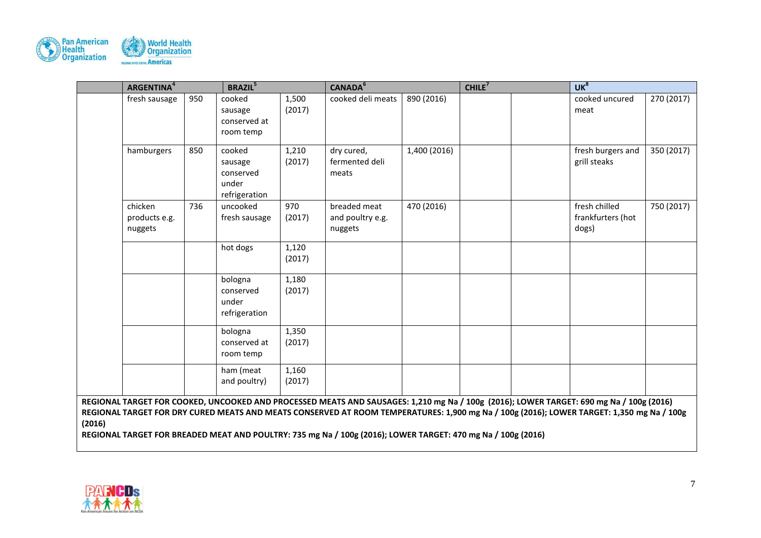| | ARGENTINA[4] | | BRAZIL[5] | | CANADA[6] | | CHILE[7] | | UK[8] | |
|---|---|---|---|---|---|---|---|---|---|---|
| | fresh sausage | 950 | cooked sausage conserved at room temp | 1,500 (2017) | cooked deli meats | 890 (2016) | | | cooked uncured meat | 270 (2017) |
| | hamburgers | 850 | cooked sausage conserved under refrigeration | 1,210 (2017) | dry cured, fermented deli meats | 1,400 (2016) | | | fresh burgers and grill steaks | 350 (2017) |
| | chicken products e.g. nuggets | 736 | uncooked fresh sausage | 970 (2017) | breaded meat and poultry e.g. nuggets | 470 (2016) | | | fresh chilled frankfurters (hot dogs) | 750 (2017) |
| | | | hot dogs | 1,120 (2017) | | | | | | |
| | | | bologna conserved under refrigeration | 1,180 (2017) | | | | | | |
| | | | bologna conserved at room temp | 1,350 (2017) | | | | | | |
| | | | ham (meat and poultry) | 1,160 (2017) | | | | | | |

**REGIONAL TARGET FOR COOKED, UNCOOKED AND PROCESSED MEATS AND SAUSAGES: 1,210 mg Na / 100g (2016); LOWER TARGET: 690 mg Na / 100g (2016)**
**REGIONAL TARGET FOR DRY CURED MEATS AND MEATS CONSERVED AT ROOM TEMPERATURES: 1,900 mg Na / 100g (2016); LOWER TARGET: 1,350 mg Na / 100g (2016)**
**REGIONAL TARGET FOR BREADED MEAT AND POULTRY: 735 mg Na / 100g (2016); LOWER TARGET: 470 mg Na / 100g (2016)**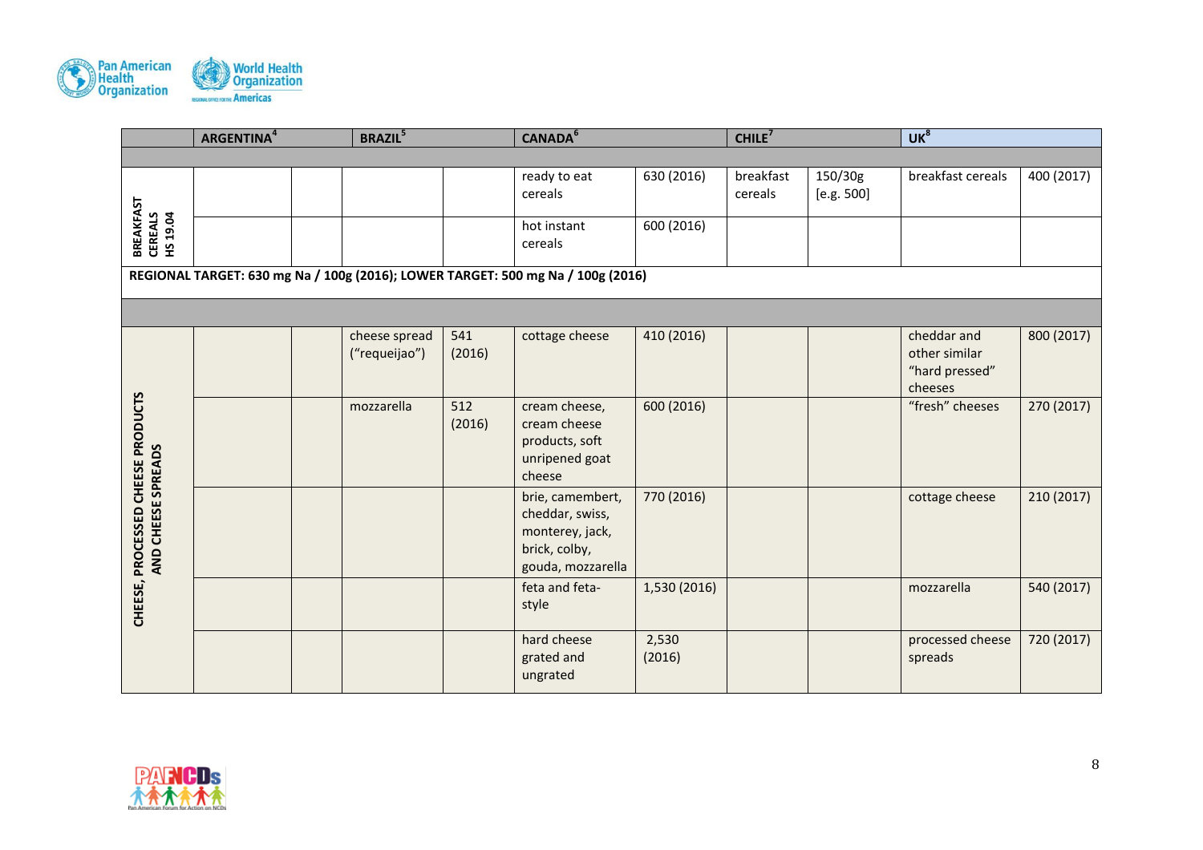| | ARGENTINA[4] | | BRAZIL[5] | | CANADA[6] | | CHILE[7] | | UK[8] | |
|---|---|---|---|---|---|---|---|---|---|---|
| | | | | | | | | | | |
| BREAKFAST CEREALS HS 19.04 | | | | | ready to eat cereals | 630 (2016) | breakfast cereals | 150/30g [e.g. 500] | breakfast cereals | 400 (2017) |
| | | | | | hot instant cereals | 600 (2016) | | | | |
| REGIONAL TARGET: 630 mg Na / 100g (2016); LOWER TARGET: 500 mg Na / 100g (2016) | | | | | | | | | | |
| | | | | | | | | | | |
| CHEESE, PROCESSED CHEESE PRODUCTS AND CHEESE SPREADS | | | cheese spread ("requeijao") | 541 (2016) | cottage cheese | 410 (2016) | | | cheddar and other similar "hard pressed" cheeses | 800 (2017) |
| | | | mozzarella | 512 (2016) | cream cheese, cream cheese products, soft unripened goat cheese | 600 (2016) | | | "fresh" cheeses | 270 (2017) |
| | | | | | brie, camembert, cheddar, swiss, monterey, jack, brick, colby, gouda, mozzarella | 770 (2016) | | | cottage cheese | 210 (2017) |
| | | | | | feta and feta-style | 1,530 (2016) | | | mozzarella | 540 (2017) |
| | | | | | hard cheese grated and ungrated | 2,530 (2016) | | | processed cheese spreads | 720 (2017) |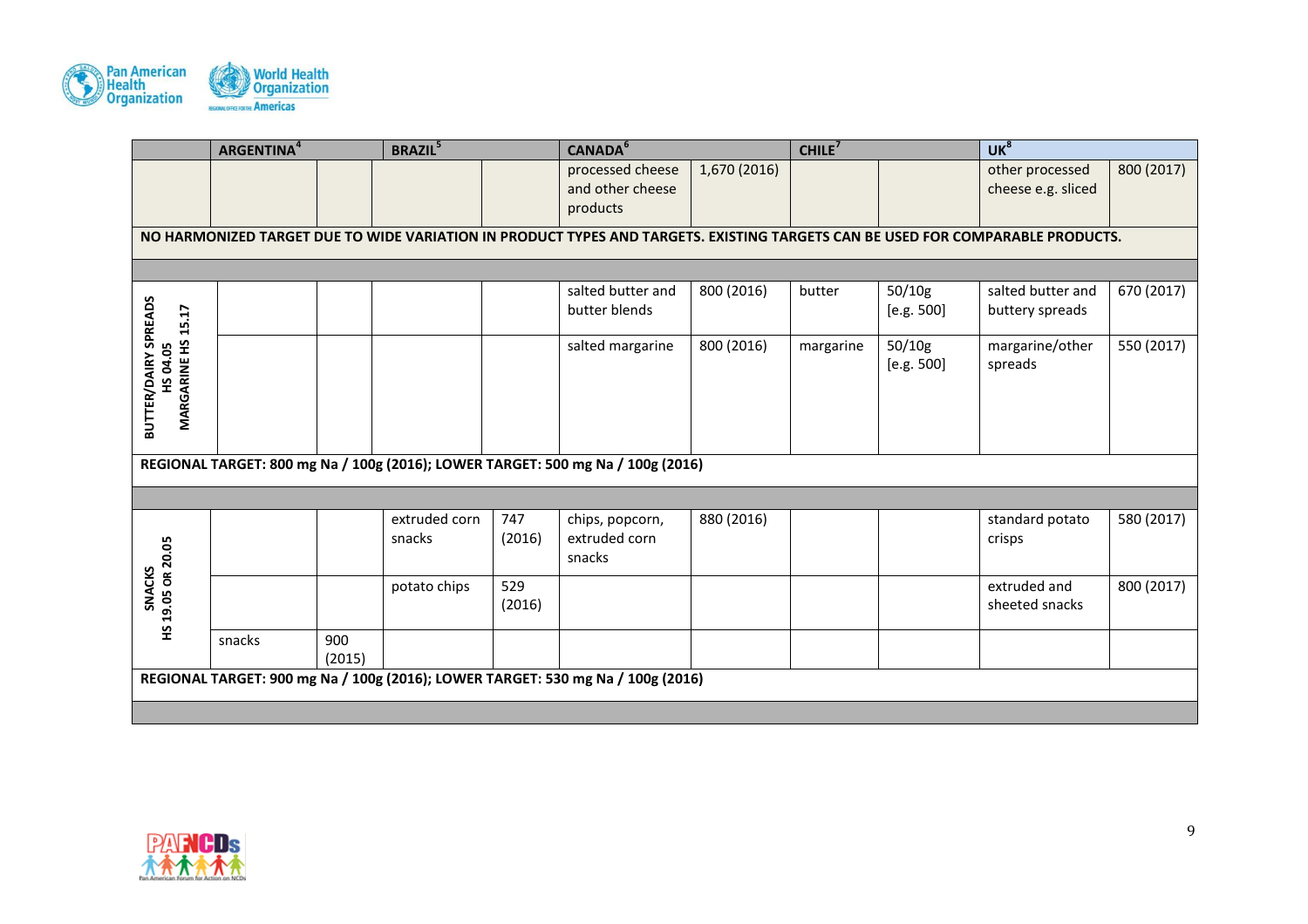| | ARGENTINA[4] | | BRAZIL[5] | | CANADA[6] | | CHILE[7] | | UK[8] | |
|---|---|---|---|---|---|---|---|---|---|---|
| | | | | | processed cheese and other cheese products | 1,670 (2016) | | | other processed cheese e.g. sliced | 800 (2017) |
| NO HARMONIZED TARGET DUE TO WIDE VARIATION IN PRODUCT TYPES AND TARGETS. EXISTING TARGETS CAN BE USED FOR COMPARABLE PRODUCTS. | | | | | | | | | | |
| | | | | | | | | | | |
| BUTTER/DAIRY SPREADS HS 04.05 MARGARINE HS 15.17 | | | | | salted butter and butter blends | 800 (2016) | butter | 50/10g [e.g. 500] | salted butter and buttery spreads | 670 (2017) |
| | | | | | salted margarine | 800 (2016) | margarine | 50/10g [e.g. 500] | margarine/other spreads | 550 (2017) |
| REGIONAL TARGET: 800 mg Na / 100g (2016); LOWER TARGET: 500 mg Na / 100g (2016) | | | | | | | | | | |
| | | | | | | | | | | |
| SNACKS HS 19.05 OR 20.05 | | | extruded corn snacks | 747 (2016) | chips, popcorn, extruded corn snacks | 880 (2016) | | | standard potato crisps | 580 (2017) |
| | | | potato chips | 529 (2016) | | | | | extruded and sheeted snacks | 800 (2017) |
| | snacks | 900 (2015) | | | | | | | | |
| REGIONAL TARGET: 900 mg Na / 100g (2016); LOWER TARGET: 530 mg Na / 100g (2016) | | | | | | | | | | |
| | | | | | | | | | | |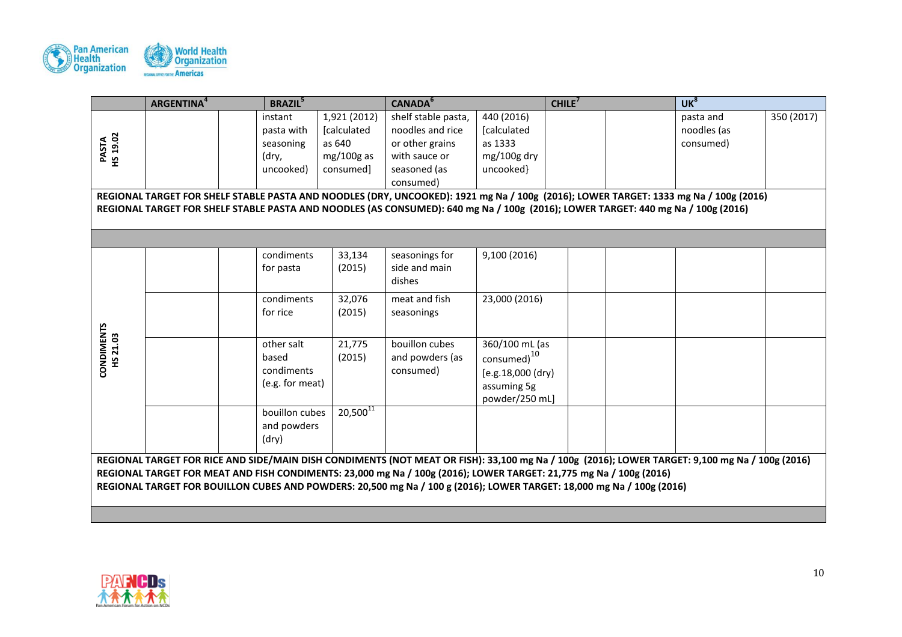| | ARGENTINA[4] | | BRAZIL[5] | | CANADA[6] | | CHILE[7] | | UK[8] | |
|---|---|---|---|---|---|---|---|---|---|---|
| PASTA HS 19.02 | | | instant pasta with seasoning (dry, uncooked) | 1,921 (2012) [calculated as 640 mg/100g as consumed] | shelf stable pasta, noodles and rice or other grains with sauce or seasoned (as consumed) | 440 (2016) [calculated as 1333 mg/100g dry uncooked} | | | pasta and noodles (as consumed) | 350 (2017) |
| REGIONAL TARGET FOR SHELF STABLE PASTA AND NOODLES (DRY, UNCOOKED): 1921 mg Na / 100g (2016); LOWER TARGET: 1333 mg Na / 100g (2016) REGIONAL TARGET FOR SHELF STABLE PASTA AND NOODLES (AS CONSUMED): 640 mg Na / 100g (2016); LOWER TARGET: 440 mg Na / 100g (2016) | | | | | | | | | | |
| | | | | | | | | | | |
| CONDIMENTS HS 21.03 | | | condiments for pasta | 33,134 (2015) | seasonings for side and main dishes | 9,100 (2016) | | | | |
| | | | condiments for rice | 32,076 (2015) | meat and fish seasonings | 23,000 (2016) | | | | |
| | | | other salt based condiments (e.g. for meat) | 21,775 (2015) | bouillon cubes and powders (as consumed) | 360/100 mL (as consumed)[10] [e.g.18,000 (dry) assuming 5g powder/250 mL] | | | | |
| | | | bouillon cubes and powders (dry) | 20,500[11] | | | | | | |
| REGIONAL TARGET FOR RICE AND SIDE/MAIN DISH CONDIMENTS (NOT MEAT OR FISH): 33,100 mg Na / 100g (2016); LOWER TARGET: 9,100 mg Na / 100g (2016) REGIONAL TARGET FOR MEAT AND FISH CONDIMENTS: 23,000 mg Na / 100g (2016); LOWER TARGET: 21,775 mg Na / 100g (2016) REGIONAL TARGET FOR BOUILLON CUBES AND POWDERS: 20,500 mg Na / 100 g (2016); LOWER TARGET: 18,000 mg Na / 100g (2016) | | | | | | | | | | |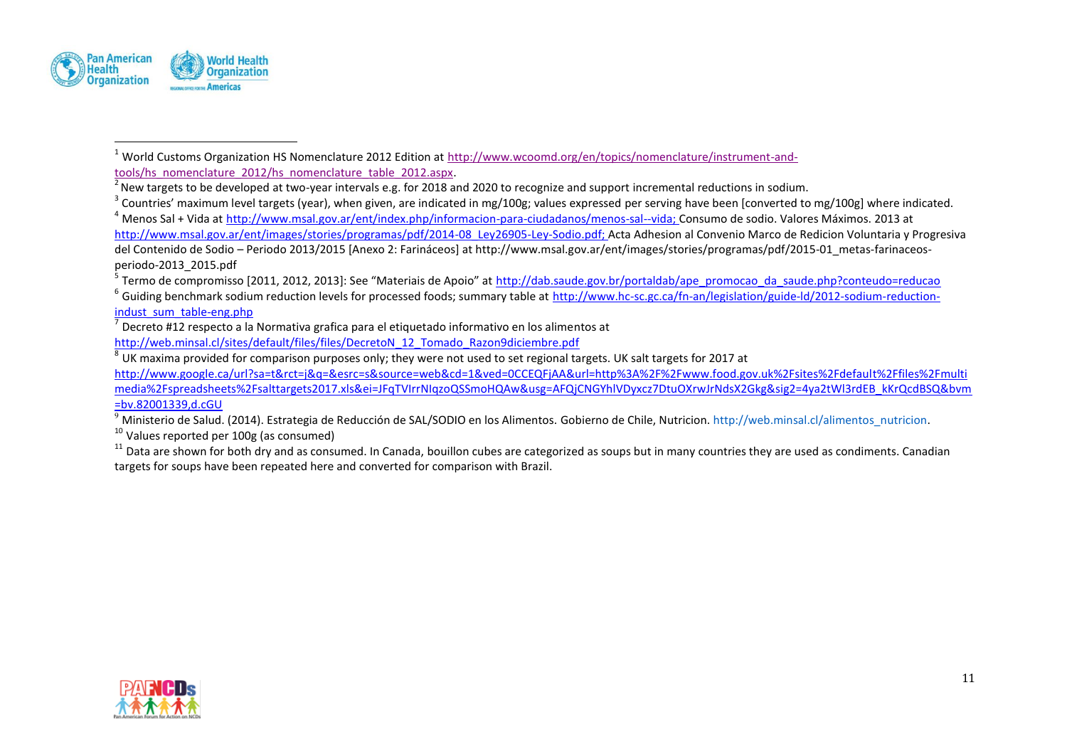[1] World Customs Organization HS Nomenclature 2012 Edition at http://www.wcoomd.org/en/topics/nomenclature/instrument-and-tools/hs_nomenclature_2012/hs_nomenclature_table_2012.aspx.

[2] New targets to be developed at two-year intervals e.g. for 2018 and 2020 to recognize and support incremental reductions in sodium.

[3] Countries' maximum level targets (year), when given, are indicated in mg/100g; values expressed per serving have been [converted to mg/100g] where indicated.

[4] Menos Sal + Vida at http://www.msal.gov.ar/ent/index.php/informacion-para-ciudadanos/menos-sal--vida; Consumo de sodio. Valores Máximos. 2013 at http://www.msal.gov.ar/ent/images/stories/programas/pdf/2014-08_Ley26905-Ley-Sodio.pdf; Acta Adhesion al Convenio Marco de Redicion Voluntaria y Progresiva del Contenido de Sodio – Periodo 2013/2015 [Anexo 2: Farináceos] at http://www.msal.gov.ar/ent/images/stories/programas/pdf/2015-01_metas-farinaceos-periodo-2013_2015.pdf

[5] Termo de compromisso [2011, 2012, 2013]: See "Materiais de Apoio" at http://dab.saude.gov.br/portaldab/ape_promocao_da_saude.php?conteudo=reducao

[6] Guiding benchmark sodium reduction levels for processed foods; summary table at http://www.hc-sc.gc.ca/fn-an/legislation/guide-ld/2012-sodium-reduction-indust_sum_table-eng.php

[7] Decreto #12 respecto a la Normativa grafica para el etiquetado informativo en los alimentos at http://web.minsal.cl/sites/default/files/files/DecretoN_12_Tomado_Razon9diciembre.pdf

[8] UK maxima provided for comparison purposes only; they were not used to set regional targets. UK salt targets for 2017 at http://www.google.ca/url?sa=t&rct=j&q=&esrc=s&source=web&cd=1&ved=0CCEQFjAA&url=http%3A%2F%2Fwww.food.gov.uk%2Fsites%2Fdefault%2Ffiles%2Fmultimedia%2Fspreadsheets%2Fsalttargets2017.xls&ei=JFqTVIrrNIqzoQSSmoHQAw&usg=AFQjCNGYhlVDyxcz7DtuOXrwJrNdsX2Gkg&sig2=4ya2tWl3rdEB_kKrQcdBSQ&bvm=bv.82001339,d.cGU

[9] Ministerio de Salud. (2014). Estrategia de Reducción de SAL/SODIO en los Alimentos. Gobierno de Chile, Nutricion. http://web.minsal.cl/alimentos_nutricion.

[10] Values reported per 100g (as consumed)

[11] Data are shown for both dry and as consumed. In Canada, bouillon cubes are categorized as soups but in many countries they are used as condiments. Canadian targets for soups have been repeated here and converted for comparison with Brazil.